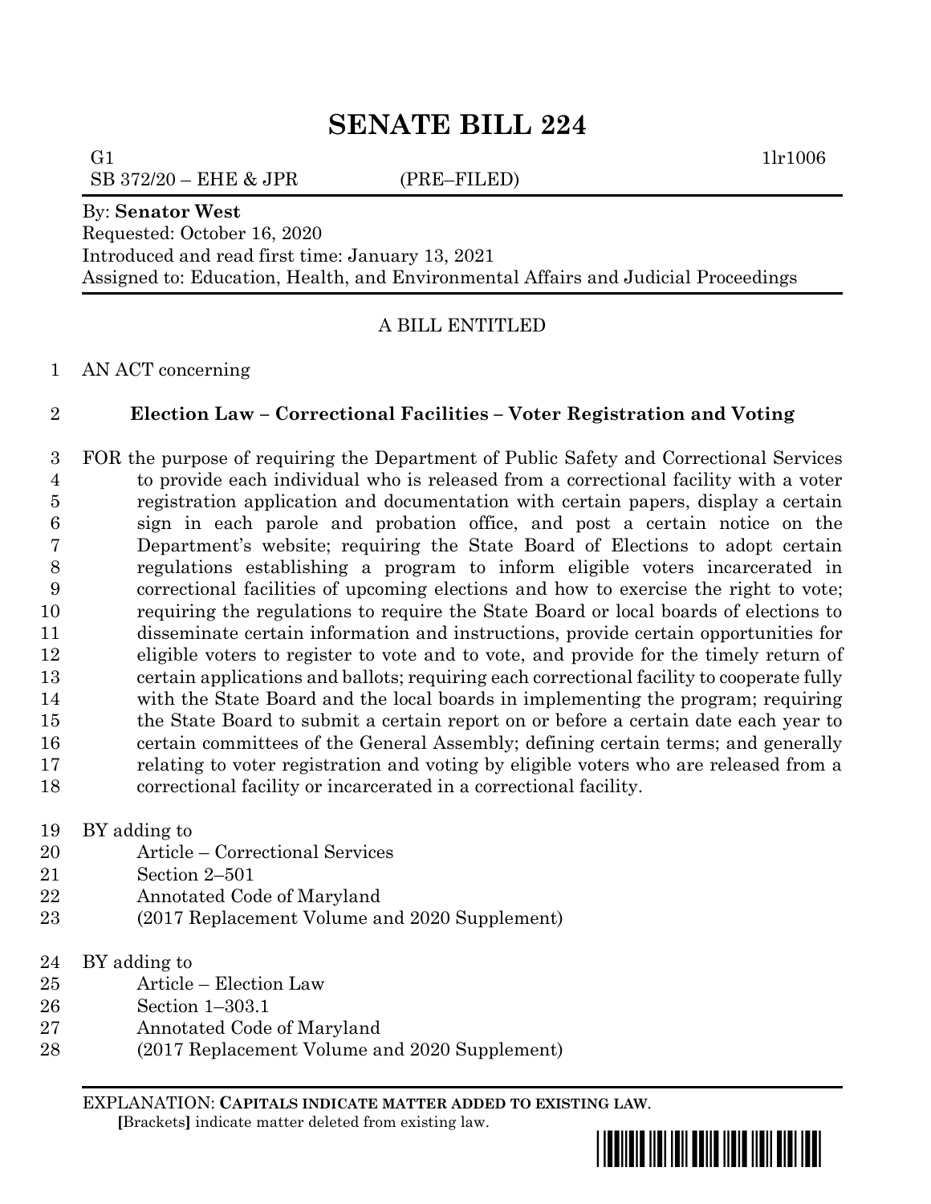# SENATE BILL 224

G1 1lr1006

SB 372/20 – EHE & JPR (PRE–FILED)

By: **Senator West**

Requested: October 16, 2020

Introduced and read first time: January 13, 2021

Assigned to: Education, Health, and Environmental Affairs and Judicial Proceedings

A BILL ENTITLED

1 AN ACT concerning

2 **Election Law – Correctional Facilities – Voter Registration and Voting**

3 FOR the purpose of requiring the Department of Public Safety and Correctional Services
4 to provide each individual who is released from a correctional facility with a voter
5 registration application and documentation with certain papers, display a certain
6 sign in each parole and probation office, and post a certain notice on the
7 Department's website; requiring the State Board of Elections to adopt certain
8 regulations establishing a program to inform eligible voters incarcerated in
9 correctional facilities of upcoming elections and how to exercise the right to vote;
10 requiring the regulations to require the State Board or local boards of elections to
11 disseminate certain information and instructions, provide certain opportunities for
12 eligible voters to register to vote and to vote, and provide for the timely return of
13 certain applications and ballots; requiring each correctional facility to cooperate fully
14 with the State Board and the local boards in implementing the program; requiring
15 the State Board to submit a certain report on or before a certain date each year to
16 certain committees of the General Assembly; defining certain terms; and generally
17 relating to voter registration and voting by eligible voters who are released from a
18 correctional facility or incarcerated in a correctional facility.

19 BY adding to
20 Article – Correctional Services
21 Section 2–501
22 Annotated Code of Maryland
23 (2017 Replacement Volume and 2020 Supplement)

24 BY adding to
25 Article – Election Law
26 Section 1–303.1
27 Annotated Code of Maryland
28 (2017 Replacement Volume and 2020 Supplement)

EXPLANATION: **CAPITALS INDICATE MATTER ADDED TO EXISTING LAW.**
**[**Brackets**]** indicate matter deleted from existing law.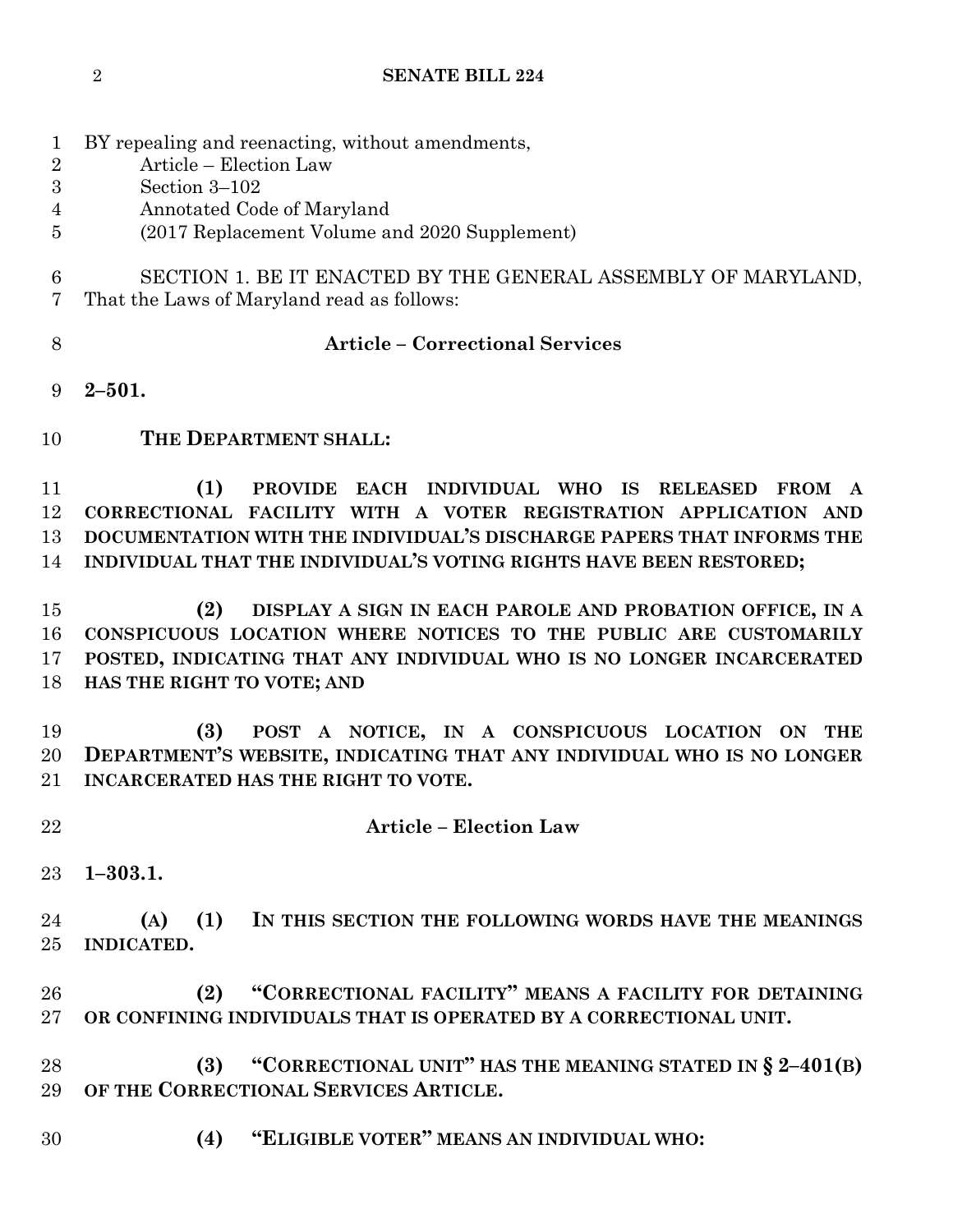BY repealing and reenacting, without amendments,
Article – Election Law
Section 3–102
Annotated Code of Maryland
(2017 Replacement Volume and 2020 Supplement)

SECTION 1. BE IT ENACTED BY THE GENERAL ASSEMBLY OF MARYLAND, That the Laws of Maryland read as follows:

**Article – Correctional Services**

**2–501.**

**THE DEPARTMENT SHALL:**

**(1) PROVIDE EACH INDIVIDUAL WHO IS RELEASED FROM A CORRECTIONAL FACILITY WITH A VOTER REGISTRATION APPLICATION AND DOCUMENTATION WITH THE INDIVIDUAL'S DISCHARGE PAPERS THAT INFORMS THE INDIVIDUAL THAT THE INDIVIDUAL'S VOTING RIGHTS HAVE BEEN RESTORED;**

**(2) DISPLAY A SIGN IN EACH PAROLE AND PROBATION OFFICE, IN A CONSPICUOUS LOCATION WHERE NOTICES TO THE PUBLIC ARE CUSTOMARILY POSTED, INDICATING THAT ANY INDIVIDUAL WHO IS NO LONGER INCARCERATED HAS THE RIGHT TO VOTE; AND**

**(3) POST A NOTICE, IN A CONSPICUOUS LOCATION ON THE DEPARTMENT'S WEBSITE, INDICATING THAT ANY INDIVIDUAL WHO IS NO LONGER INCARCERATED HAS THE RIGHT TO VOTE.**

**Article – Election Law**

**1–303.1.**

**(A) (1) IN THIS SECTION THE FOLLOWING WORDS HAVE THE MEANINGS INDICATED.**

**(2) "CORRECTIONAL FACILITY" MEANS A FACILITY FOR DETAINING OR CONFINING INDIVIDUALS THAT IS OPERATED BY A CORRECTIONAL UNIT.**

**(3) "CORRECTIONAL UNIT" HAS THE MEANING STATED IN § 2–401(B) OF THE CORRECTIONAL SERVICES ARTICLE.**

**(4) "ELIGIBLE VOTER" MEANS AN INDIVIDUAL WHO:**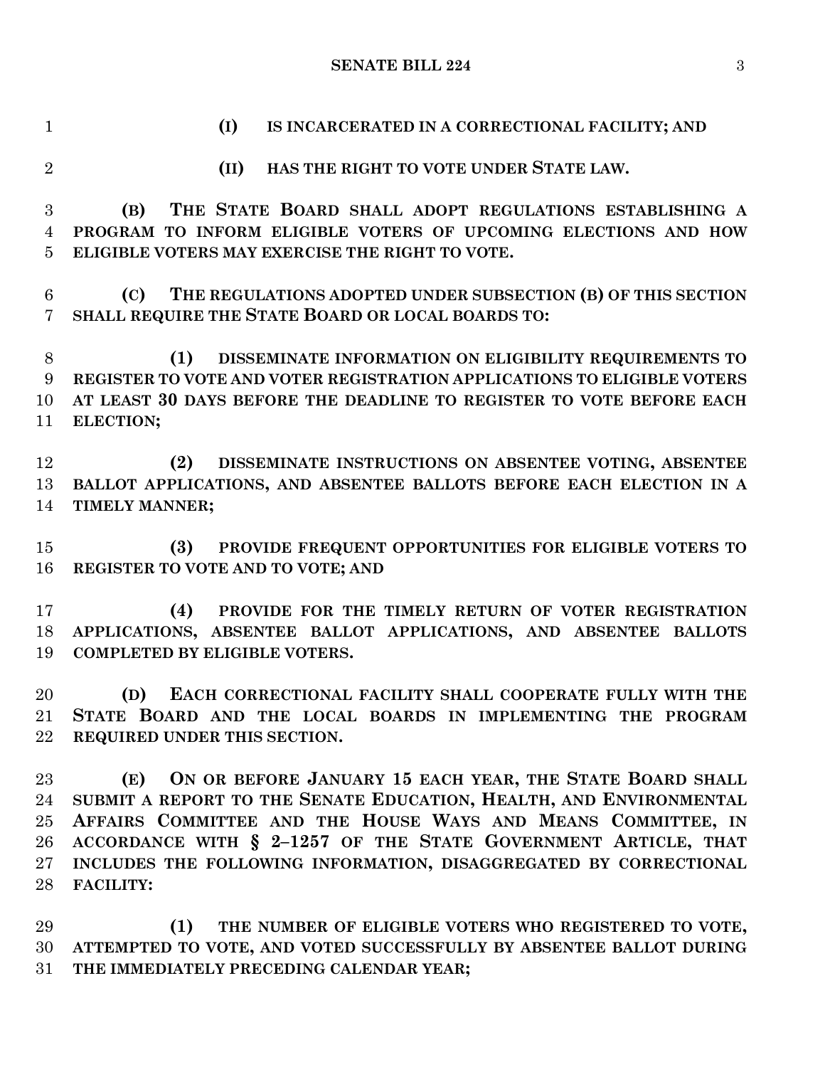**(I) IS INCARCERATED IN A CORRECTIONAL FACILITY; AND**

**(II) HAS THE RIGHT TO VOTE UNDER STATE LAW.**

**(B) THE STATE BOARD SHALL ADOPT REGULATIONS ESTABLISHING A PROGRAM TO INFORM ELIGIBLE VOTERS OF UPCOMING ELECTIONS AND HOW ELIGIBLE VOTERS MAY EXERCISE THE RIGHT TO VOTE.**

**(C) THE REGULATIONS ADOPTED UNDER SUBSECTION (B) OF THIS SECTION SHALL REQUIRE THE STATE BOARD OR LOCAL BOARDS TO:**

**(1) DISSEMINATE INFORMATION ON ELIGIBILITY REQUIREMENTS TO REGISTER TO VOTE AND VOTER REGISTRATION APPLICATIONS TO ELIGIBLE VOTERS AT LEAST 30 DAYS BEFORE THE DEADLINE TO REGISTER TO VOTE BEFORE EACH ELECTION;**

**(2) DISSEMINATE INSTRUCTIONS ON ABSENTEE VOTING, ABSENTEE BALLOT APPLICATIONS, AND ABSENTEE BALLOTS BEFORE EACH ELECTION IN A TIMELY MANNER;**

**(3) PROVIDE FREQUENT OPPORTUNITIES FOR ELIGIBLE VOTERS TO REGISTER TO VOTE AND TO VOTE; AND**

**(4) PROVIDE FOR THE TIMELY RETURN OF VOTER REGISTRATION APPLICATIONS, ABSENTEE BALLOT APPLICATIONS, AND ABSENTEE BALLOTS COMPLETED BY ELIGIBLE VOTERS.**

**(D) EACH CORRECTIONAL FACILITY SHALL COOPERATE FULLY WITH THE STATE BOARD AND THE LOCAL BOARDS IN IMPLEMENTING THE PROGRAM REQUIRED UNDER THIS SECTION.**

**(E) ON OR BEFORE JANUARY 15 EACH YEAR, THE STATE BOARD SHALL SUBMIT A REPORT TO THE SENATE EDUCATION, HEALTH, AND ENVIRONMENTAL AFFAIRS COMMITTEE AND THE HOUSE WAYS AND MEANS COMMITTEE, IN ACCORDANCE WITH § 2–1257 OF THE STATE GOVERNMENT ARTICLE, THAT INCLUDES THE FOLLOWING INFORMATION, DISAGGREGATED BY CORRECTIONAL FACILITY:**

**(1) THE NUMBER OF ELIGIBLE VOTERS WHO REGISTERED TO VOTE, ATTEMPTED TO VOTE, AND VOTED SUCCESSFULLY BY ABSENTEE BALLOT DURING THE IMMEDIATELY PRECEDING CALENDAR YEAR;**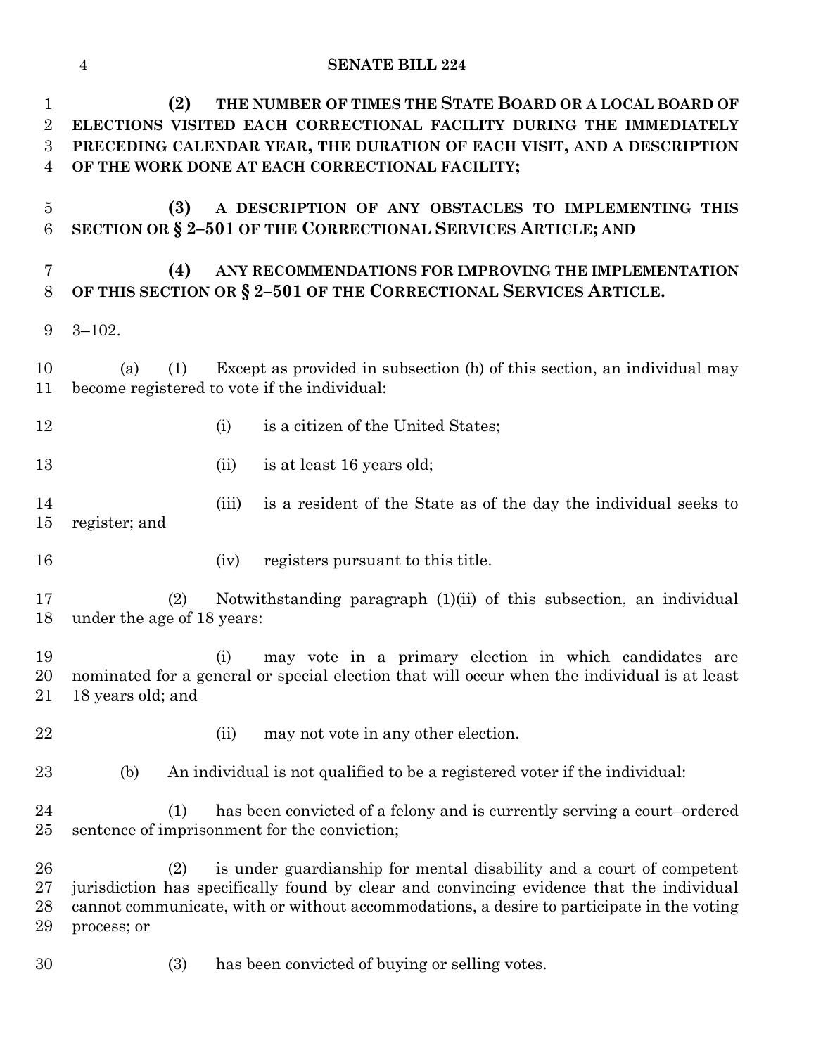**(2) THE NUMBER OF TIMES THE STATE BOARD OR A LOCAL BOARD OF ELECTIONS VISITED EACH CORRECTIONAL FACILITY DURING THE IMMEDIATELY PRECEDING CALENDAR YEAR, THE DURATION OF EACH VISIT, AND A DESCRIPTION OF THE WORK DONE AT EACH CORRECTIONAL FACILITY;**

**(3) A DESCRIPTION OF ANY OBSTACLES TO IMPLEMENTING THIS SECTION OR § 2–501 OF THE CORRECTIONAL SERVICES ARTICLE; AND**

**(4) ANY RECOMMENDATIONS FOR IMPROVING THE IMPLEMENTATION OF THIS SECTION OR § 2–501 OF THE CORRECTIONAL SERVICES ARTICLE.**

3–102.

(a) (1) Except as provided in subsection (b) of this section, an individual may become registered to vote if the individual:

(i) is a citizen of the United States;

(ii) is at least 16 years old;

(iii) is a resident of the State as of the day the individual seeks to register; and

(iv) registers pursuant to this title.

(2) Notwithstanding paragraph (1)(ii) of this subsection, an individual under the age of 18 years:

(i) may vote in a primary election in which candidates are nominated for a general or special election that will occur when the individual is at least 18 years old; and

(ii) may not vote in any other election.

(b) An individual is not qualified to be a registered voter if the individual:

(1) has been convicted of a felony and is currently serving a court–ordered sentence of imprisonment for the conviction;

(2) is under guardianship for mental disability and a court of competent jurisdiction has specifically found by clear and convincing evidence that the individual cannot communicate, with or without accommodations, a desire to participate in the voting process; or

(3) has been convicted of buying or selling votes.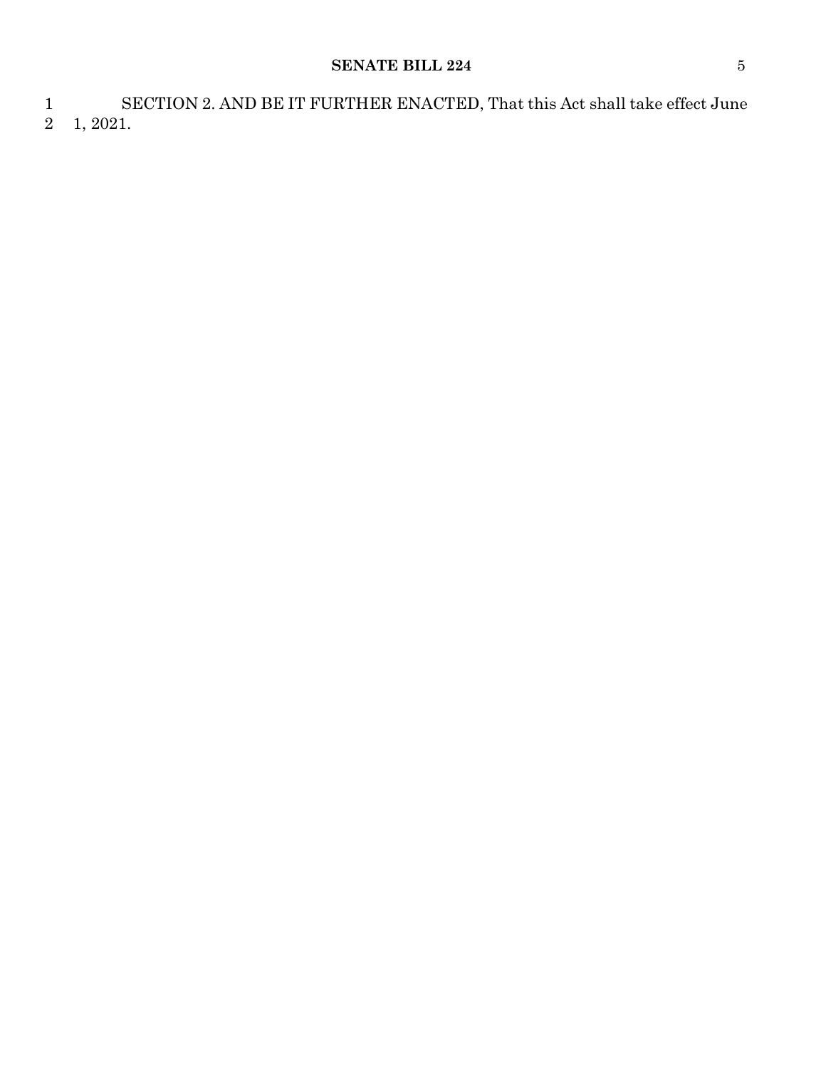SECTION 2. AND BE IT FURTHER ENACTED, That this Act shall take effect June 1, 2021.